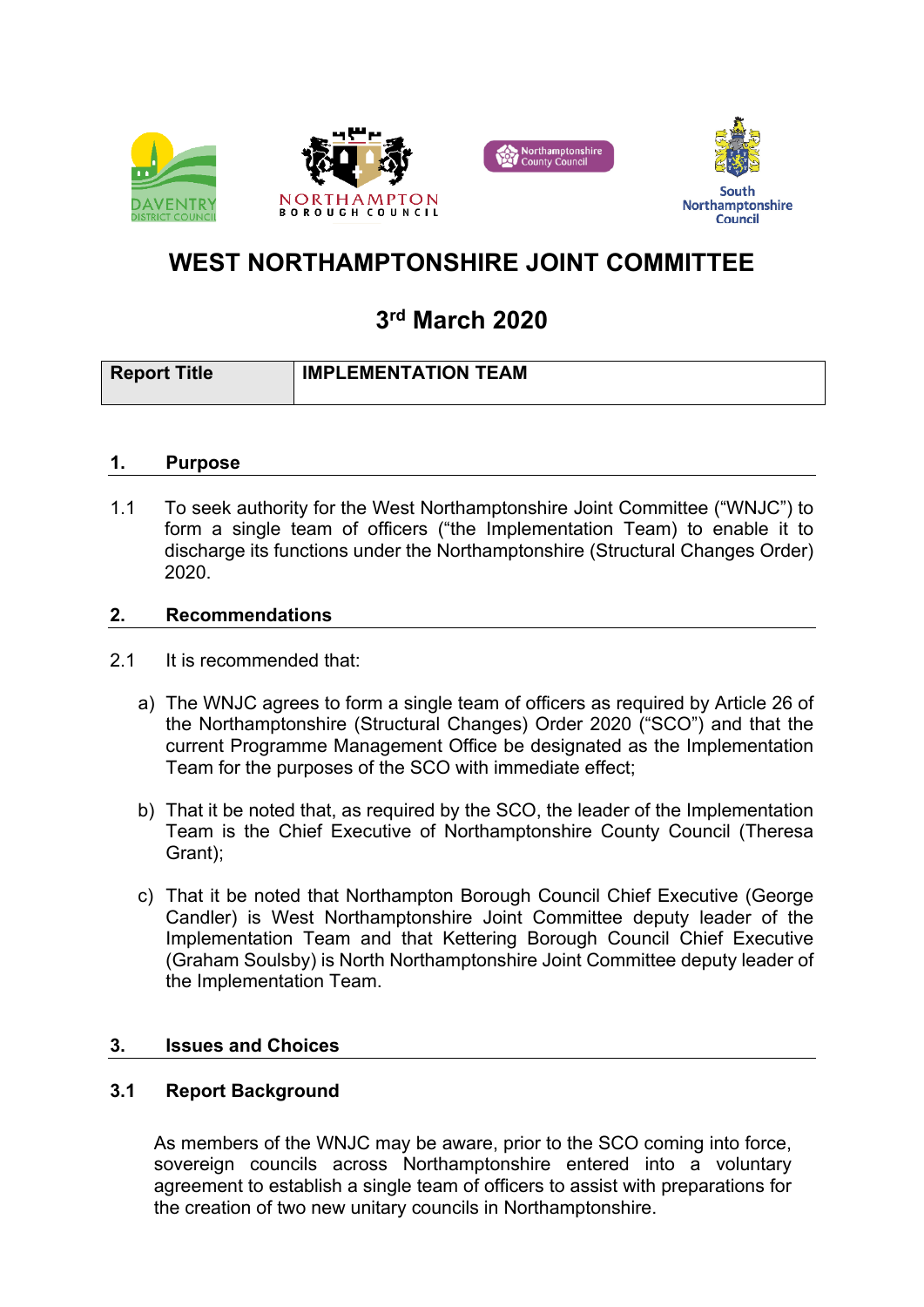# WEST NORTHAMPTONSHIRE JOINT COMMITTEE

## 3rd March 2020

| Report Title | IMPLEMENTATION TEAM |
|---|---|

### 1. Purpose

1.1 To seek authority for the West Northamptonshire Joint Committee ("WNJC") to form a single team of officers ("the Implementation Team) to enable it to discharge its functions under the Northamptonshire (Structural Changes Order) 2020.

### 2. Recommendations

2.1 It is recommended that:

a) The WNJC agrees to form a single team of officers as required by Article 26 of the Northamptonshire (Structural Changes) Order 2020 ("SCO") and that the current Programme Management Office be designated as the Implementation Team for the purposes of the SCO with immediate effect;

b) That it be noted that, as required by the SCO, the leader of the Implementation Team is the Chief Executive of Northamptonshire County Council (Theresa Grant);

c) That it be noted that Northampton Borough Council Chief Executive (George Candler) is West Northamptonshire Joint Committee deputy leader of the Implementation Team and that Kettering Borough Council Chief Executive (Graham Soulsby) is North Northamptonshire Joint Committee deputy leader of the Implementation Team.

### 3. Issues and Choices

#### 3.1 Report Background

As members of the WNJC may be aware, prior to the SCO coming into force, sovereign councils across Northamptonshire entered into a voluntary agreement to establish a single team of officers to assist with preparations for the creation of two new unitary councils in Northamptonshire.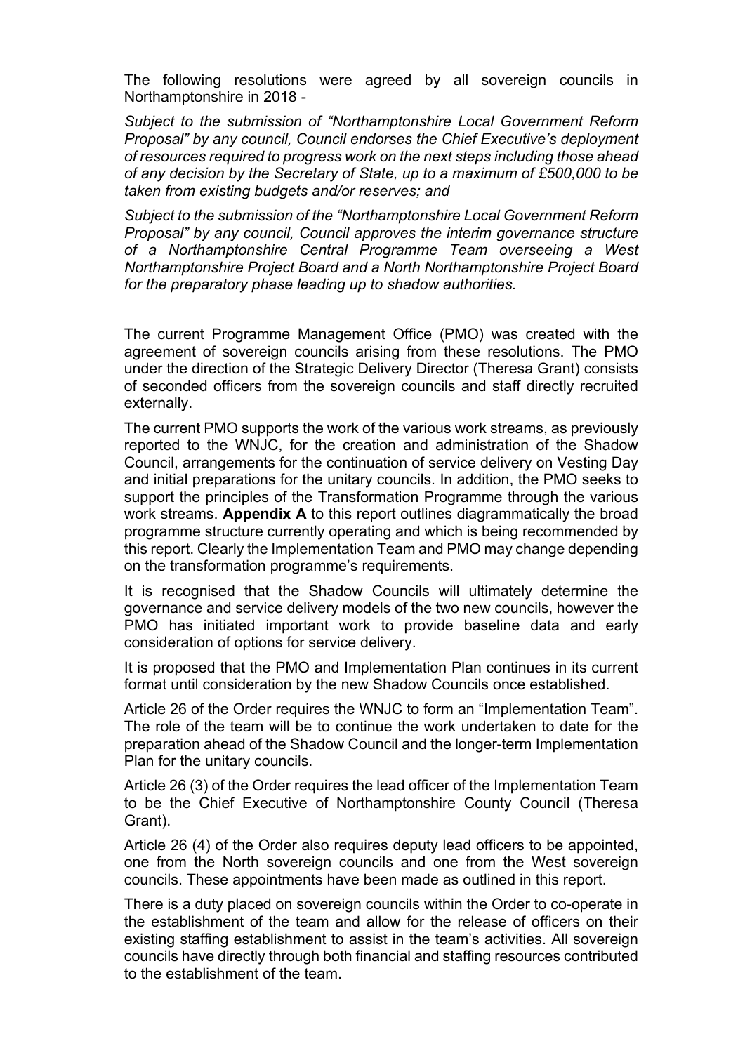The following resolutions were agreed by all sovereign councils in Northamptonshire in 2018 -

*Subject to the submission of "Northamptonshire Local Government Reform Proposal" by any council, Council endorses the Chief Executive's deployment of resources required to progress work on the next steps including those ahead of any decision by the Secretary of State, up to a maximum of £500,000 to be taken from existing budgets and/or reserves; and*

*Subject to the submission of the "Northamptonshire Local Government Reform Proposal" by any council, Council approves the interim governance structure of a Northamptonshire Central Programme Team overseeing a West Northamptonshire Project Board and a North Northamptonshire Project Board for the preparatory phase leading up to shadow authorities.*

The current Programme Management Office (PMO) was created with the agreement of sovereign councils arising from these resolutions. The PMO under the direction of the Strategic Delivery Director (Theresa Grant) consists of seconded officers from the sovereign councils and staff directly recruited externally.

The current PMO supports the work of the various work streams, as previously reported to the WNJC, for the creation and administration of the Shadow Council, arrangements for the continuation of service delivery on Vesting Day and initial preparations for the unitary councils. In addition, the PMO seeks to support the principles of the Transformation Programme through the various work streams. **Appendix A** to this report outlines diagrammatically the broad programme structure currently operating and which is being recommended by this report. Clearly the Implementation Team and PMO may change depending on the transformation programme's requirements.

It is recognised that the Shadow Councils will ultimately determine the governance and service delivery models of the two new councils, however the PMO has initiated important work to provide baseline data and early consideration of options for service delivery.

It is proposed that the PMO and Implementation Plan continues in its current format until consideration by the new Shadow Councils once established.

Article 26 of the Order requires the WNJC to form an "Implementation Team". The role of the team will be to continue the work undertaken to date for the preparation ahead of the Shadow Council and the longer-term Implementation Plan for the unitary councils.

Article 26 (3) of the Order requires the lead officer of the Implementation Team to be the Chief Executive of Northamptonshire County Council (Theresa Grant).

Article 26 (4) of the Order also requires deputy lead officers to be appointed, one from the North sovereign councils and one from the West sovereign councils. These appointments have been made as outlined in this report.

There is a duty placed on sovereign councils within the Order to co-operate in the establishment of the team and allow for the release of officers on their existing staffing establishment to assist in the team's activities. All sovereign councils have directly through both financial and staffing resources contributed to the establishment of the team.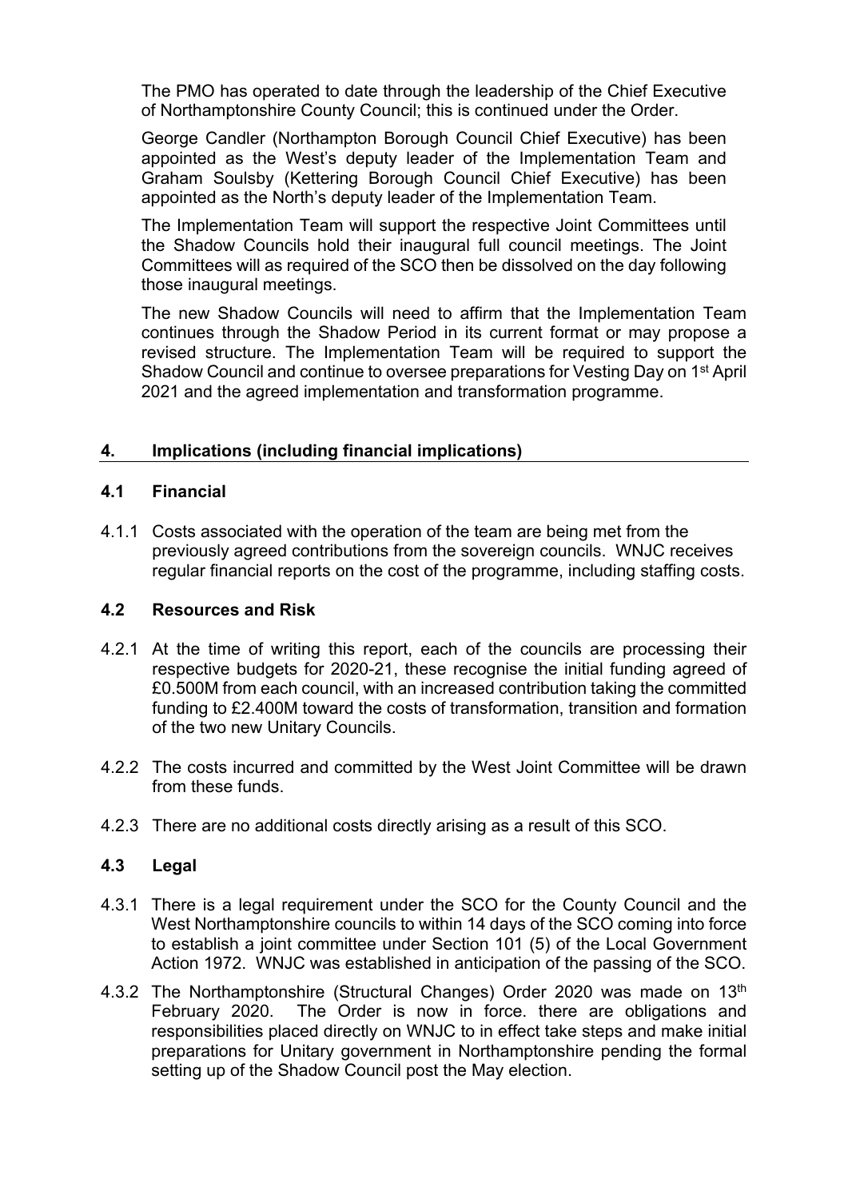The PMO has operated to date through the leadership of the Chief Executive of Northamptonshire County Council; this is continued under the Order.

George Candler (Northampton Borough Council Chief Executive) has been appointed as the West's deputy leader of the Implementation Team and Graham Soulsby (Kettering Borough Council Chief Executive) has been appointed as the North's deputy leader of the Implementation Team.

The Implementation Team will support the respective Joint Committees until the Shadow Councils hold their inaugural full council meetings. The Joint Committees will as required of the SCO then be dissolved on the day following those inaugural meetings.

The new Shadow Councils will need to affirm that the Implementation Team continues through the Shadow Period in its current format or may propose a revised structure. The Implementation Team will be required to support the Shadow Council and continue to oversee preparations for Vesting Day on 1st April 2021 and the agreed implementation and transformation programme.

## 4. Implications (including financial implications)

### 4.1 Financial

4.1.1 Costs associated with the operation of the team are being met from the previously agreed contributions from the sovereign councils. WNJC receives regular financial reports on the cost of the programme, including staffing costs.

### 4.2 Resources and Risk

4.2.1 At the time of writing this report, each of the councils are processing their respective budgets for 2020-21, these recognise the initial funding agreed of £0.500M from each council, with an increased contribution taking the committed funding to £2.400M toward the costs of transformation, transition and formation of the two new Unitary Councils.

4.2.2 The costs incurred and committed by the West Joint Committee will be drawn from these funds.

4.2.3 There are no additional costs directly arising as a result of this SCO.

### 4.3 Legal

4.3.1 There is a legal requirement under the SCO for the County Council and the West Northamptonshire councils to within 14 days of the SCO coming into force to establish a joint committee under Section 101 (5) of the Local Government Action 1972. WNJC was established in anticipation of the passing of the SCO.

4.3.2 The Northamptonshire (Structural Changes) Order 2020 was made on 13th February 2020. The Order is now in force. there are obligations and responsibilities placed directly on WNJC to in effect take steps and make initial preparations for Unitary government in Northamptonshire pending the formal setting up of the Shadow Council post the May election.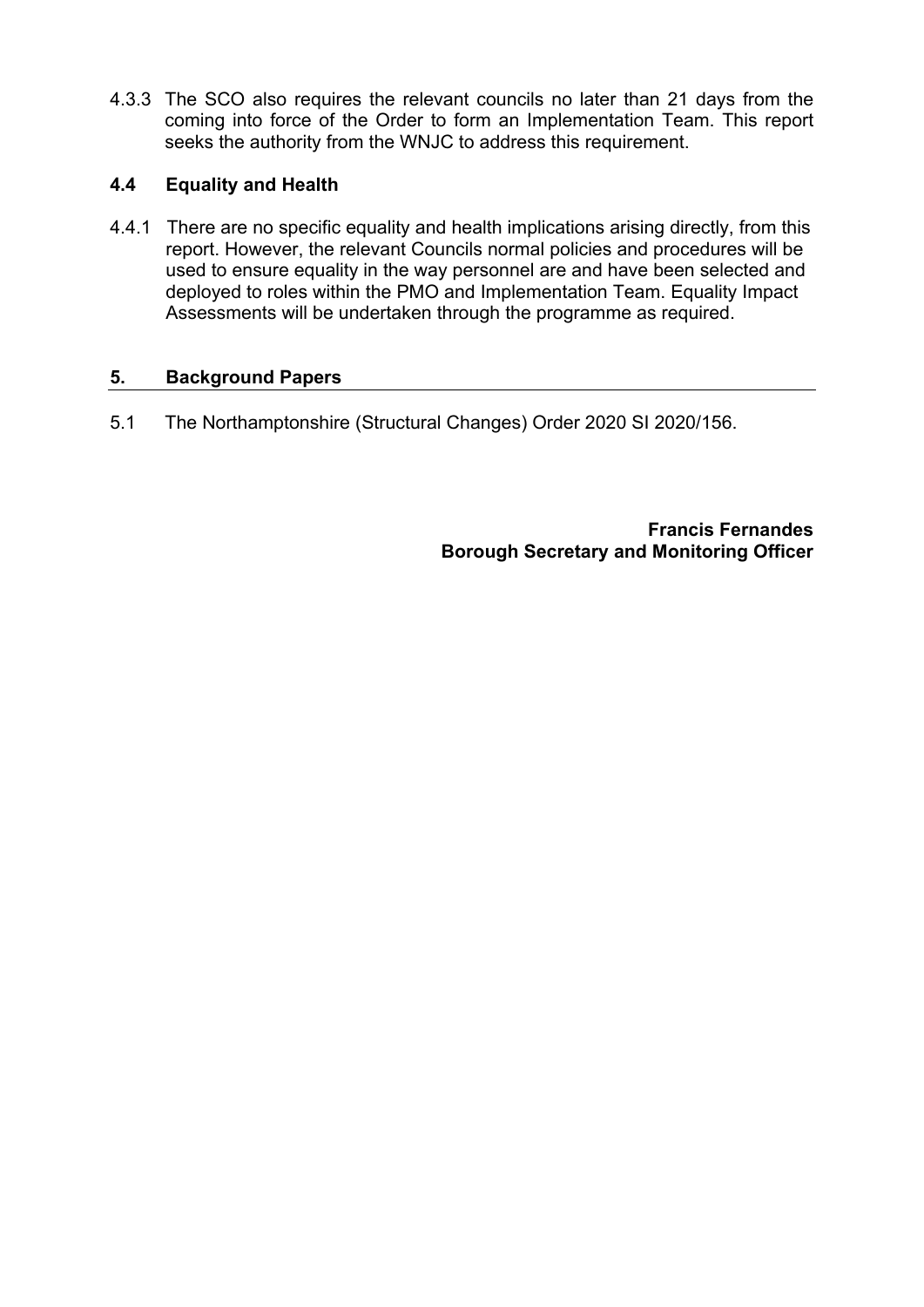4.3.3 The SCO also requires the relevant councils no later than 21 days from the coming into force of the Order to form an Implementation Team. This report seeks the authority from the WNJC to address this requirement.

### 4.4 Equality and Health

4.4.1 There are no specific equality and health implications arising directly, from this report. However, the relevant Councils normal policies and procedures will be used to ensure equality in the way personnel are and have been selected and deployed to roles within the PMO and Implementation Team. Equality Impact Assessments will be undertaken through the programme as required.

## 5. Background Papers

5.1 The Northamptonshire (Structural Changes) Order 2020 SI 2020/156.

**Francis Fernandes**
**Borough Secretary and Monitoring Officer**